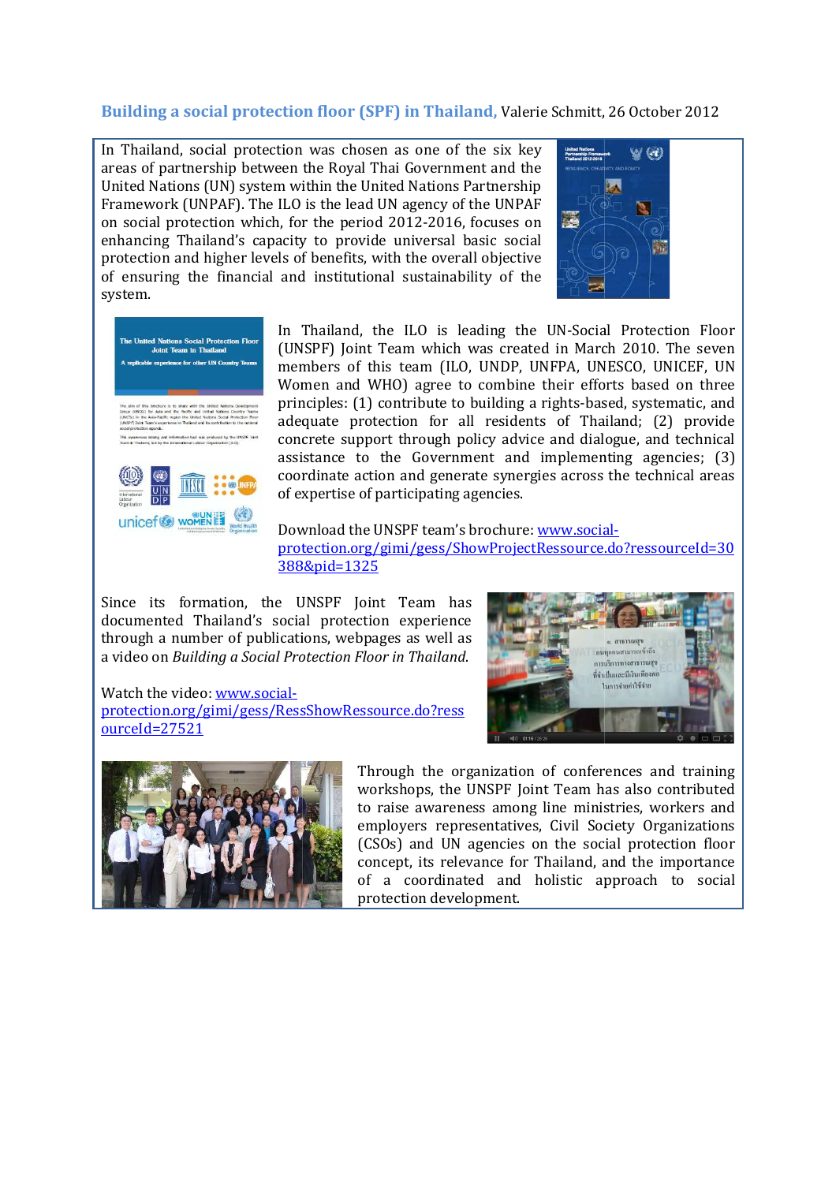**Building a social protection floor (SPF) in Thailand,** Valerie Schmitt, 26 October 2012

In Thailand, social protection was chosen as one of the six key areas of partnership between the Royal Thai Government and the United Nations (UN) system within the United Nations Partnership Framework (UNPAF). The ILO is the lead UN agency of the UNPAF on social protection which, for the period 2012-2016, focuses on enhancing Thailand's capacity to provide universal basic social protection and higher levels of benefits, with the overall objective of ensuring the financial and institutional sustainability of the system.

In Thailand, the ILO is leading the UN-Social Protection Floor (UNSPF) Joint Team which was created in March 2010. The seven members of this team (ILO, UNDP, UNFPA, UNESCO, UNICEF, UN Women and WHO) agree to combine their efforts based on three principles: (1) contribute to building a rights-based, systematic, and adequate protection for all residents of Thailand; (2) provide concrete support through policy advice and dialogue, and technical assistance to the Government and implementing agencies; (3) coordinate action and generate synergies across the technical areas of expertise of participating agencies.

Download the UNSPF team's brochure: [www.social-protection.org/gimi/gess/ShowProjectRessource.do?ressourceId=30388&pid=1325](www.social-protection.org/gimi/gess/ShowProjectRessource.do?ressourceId=30388&pid=1325)

Since its formation, the UNSPF Joint Team has documented Thailand's social protection experience through a number of publications, webpages as well as a video on *Building a Social Protection Floor in Thailand*.

Watch the video: [www.social-protection.org/gimi/gess/RessShowRessource.do?ressourceId=27521](www.social-protection.org/gimi/gess/RessShowRessource.do?ressourceId=27521)

Through the organization of conferences and training workshops, the UNSPF Joint Team has also contributed to raise awareness among line ministries, workers and employers representatives, Civil Society Organizations (CSOs) and UN agencies on the social protection floor concept, its relevance for Thailand, and the importance of a coordinated and holistic approach to social protection development.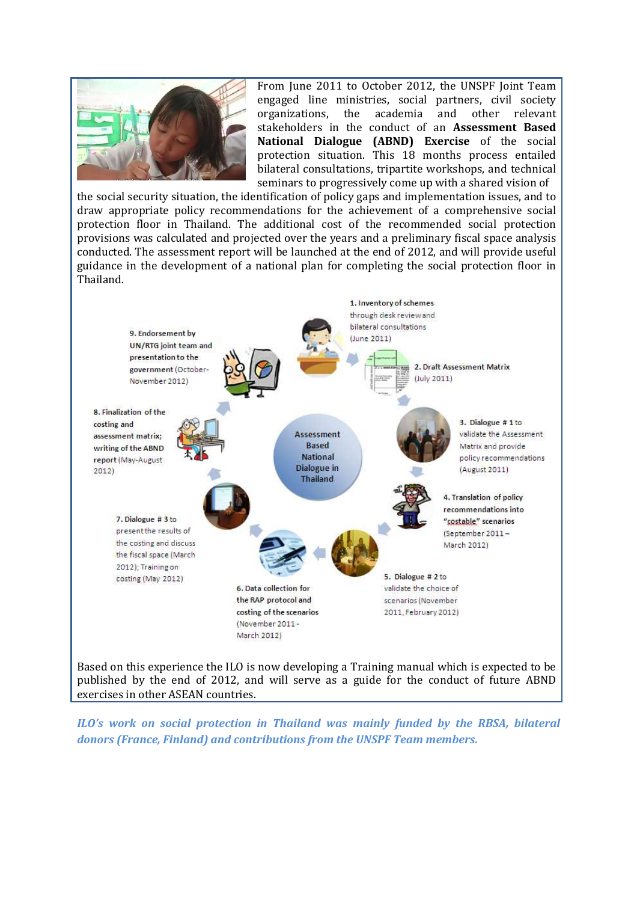From June 2011 to October 2012, the UNSPF Joint Team engaged line ministries, social partners, civil society organizations, the academia and other relevant stakeholders in the conduct of an **Assessment Based National Dialogue (ABND) Exercise** of the social protection situation. This 18 months process entailed bilateral consultations, tripartite workshops, and technical seminars to progressively come up with a shared vision of the social security situation, the identification of policy gaps and implementation issues, and to draw appropriate policy recommendations for the achievement of a comprehensive social protection floor in Thailand. The additional cost of the recommended social protection provisions was calculated and projected over the years and a preliminary fiscal space analysis conducted. The assessment report will be launched at the end of 2012, and will provide useful guidance in the development of a national plan for completing the social protection floor in Thailand.

Assessment Based National Dialogue in Thailand

1. Inventory of schemes through desk review and bilateral consultations (June 2011)

2. Draft Assessment Matrix (July 2011)

3. Dialogue # 1 to validate the Assessment Matrix and provide policy recommendations (August 2011)

4. Translation of policy recommendations into "costable" scenarios (September 2011 – March 2012)

5. Dialogue # 2 to validate the choice of scenarios (November 2011, February 2012)

6. Data collection for the RAP protocol and costing of the scenarios (November 2011 - March 2012)

7. Dialogue # 3 to present the results of the costing and discuss the fiscal space (March 2012); Training on costing (May 2012)

8. Finalization of the costing and assessment matrix; writing of the ABND report (May-August 2012)

9. Endorsement by UN/RTG joint team and presentation to the government (October-November 2012)

Based on this experience the ILO is now developing a Training manual which is expected to be published by the end of 2012, and will serve as a guide for the conduct of future ABND exercises in other ASEAN countries.

***ILO's work on social protection in Thailand was mainly funded by the RBSA, bilateral donors (France, Finland) and contributions from the UNSPF Team members.***